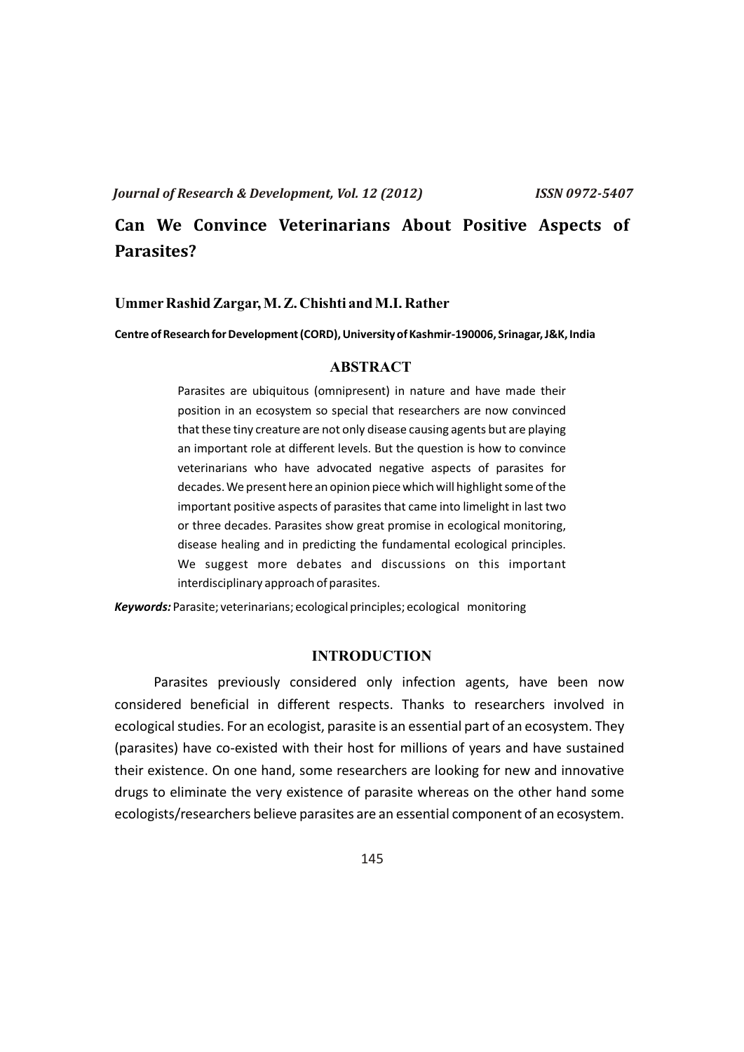*Journal of Research & Development, Vol. 12 (2012)* *ISSN 0972-5407*

# Can We Convince Veterinarians About Positive Aspects of Parasites?

**Ummer Rashid Zargar, M. Z. Chishti and M.I. Rather**

**Centre of Research for Development (CORD), University of Kashmir-190006, Srinagar, J&K, India**

## ABSTRACT

Parasites are ubiquitous (omnipresent) in nature and have made their position in an ecosystem so special that researchers are now convinced that these tiny creature are not only disease causing agents but are playing an important role at different levels. But the question is how to convince veterinarians who have advocated negative aspects of parasites for decades. We present here an opinion piece which will highlight some of the important positive aspects of parasites that came into limelight in last two or three decades. Parasites show great promise in ecological monitoring, disease healing and in predicting the fundamental ecological principles. We suggest more debates and discussions on this important interdisciplinary approach of parasites.

***Keywords:*** Parasite; veterinarians; ecological principles; ecological monitoring

## INTRODUCTION

Parasites previously considered only infection agents, have been now considered beneficial in different respects. Thanks to researchers involved in ecological studies. For an ecologist, parasite is an essential part of an ecosystem. They (parasites) have co-existed with their host for millions of years and have sustained their existence. On one hand, some researchers are looking for new and innovative drugs to eliminate the very existence of parasite whereas on the other hand some ecologists/researchers believe parasites are an essential component of an ecosystem.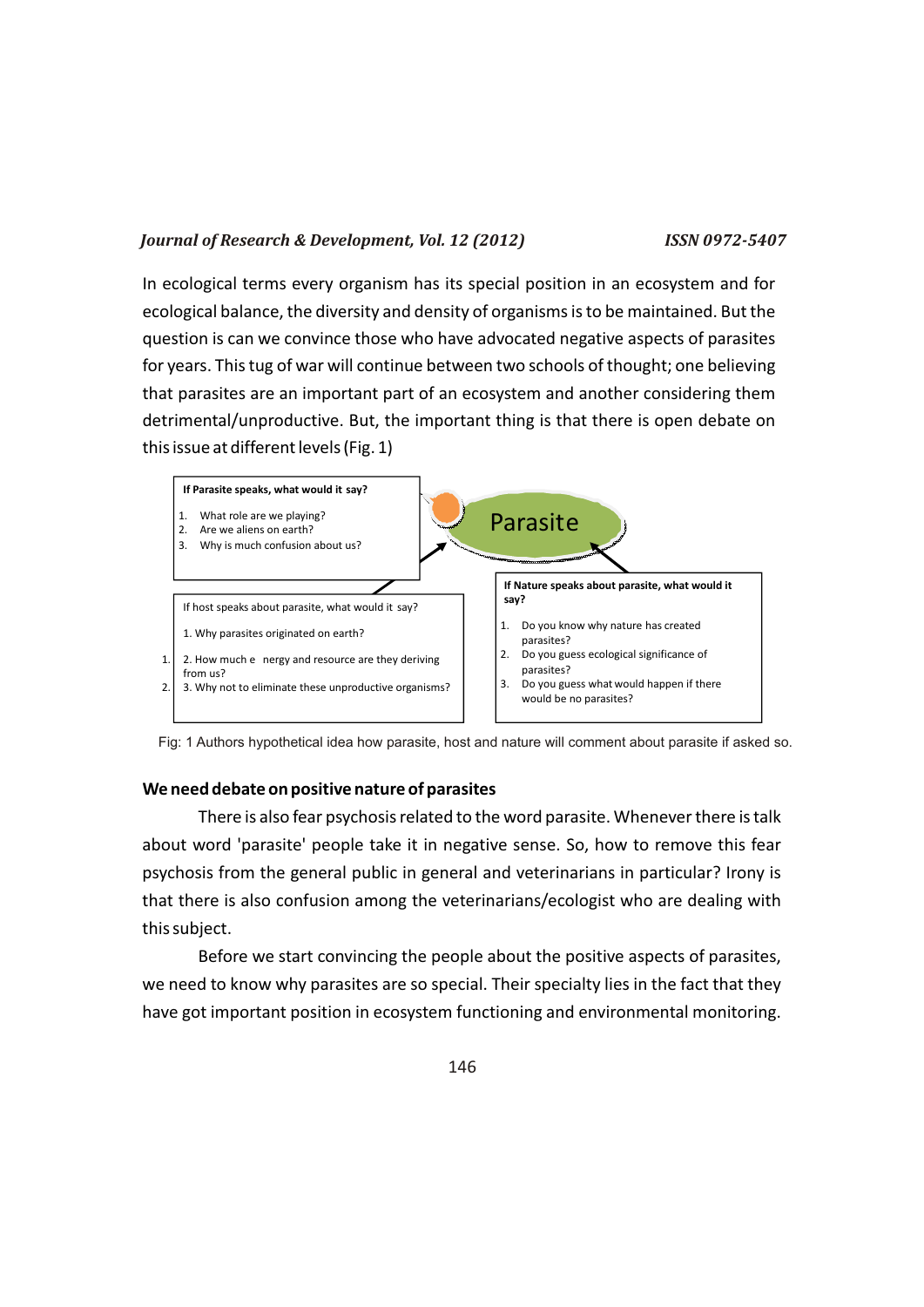In ecological terms every organism has its special position in an ecosystem and for ecological balance, the diversity and density of organisms is to be maintained. But the question is can we convince those who have advocated negative aspects of parasites for years. This tug of war will continue between two schools of thought; one believing that parasites are an important part of an ecosystem and another considering them detrimental/unproductive. But, the important thing is that there is open debate on this issue at different levels (Fig. 1)

**If Parasite speaks, what would it say?**

1. What role are we playing?
2. Are we aliens on earth?
3. Why is much confusion about us?

Parasite

If host speaks about parasite, what would it say?

1. Why parasites originated on earth?
2. How much e nergy and resource are they deriving from us?
3. Why not to eliminate these unproductive organisms?

**If Nature speaks about parasite, what would it say?**

1. Do you know why nature has created parasites?
2. Do you guess ecological significance of parasites?
3. Do you guess what would happen if there would be no parasites?

Fig: 1 Authors hypothetical idea how parasite, host and nature will comment about parasite if asked so.

## We need debate on positive nature of parasites

There is also fear psychosis related to the word parasite. Whenever there is talk about word 'parasite' people take it in negative sense. So, how to remove this fear psychosis from the general public in general and veterinarians in particular? Irony is that there is also confusion among the veterinarians/ecologist who are dealing with this subject.

Before we start convincing the people about the positive aspects of parasites, we need to know why parasites are so special. Their specialty lies in the fact that they have got important position in ecosystem functioning and environmental monitoring.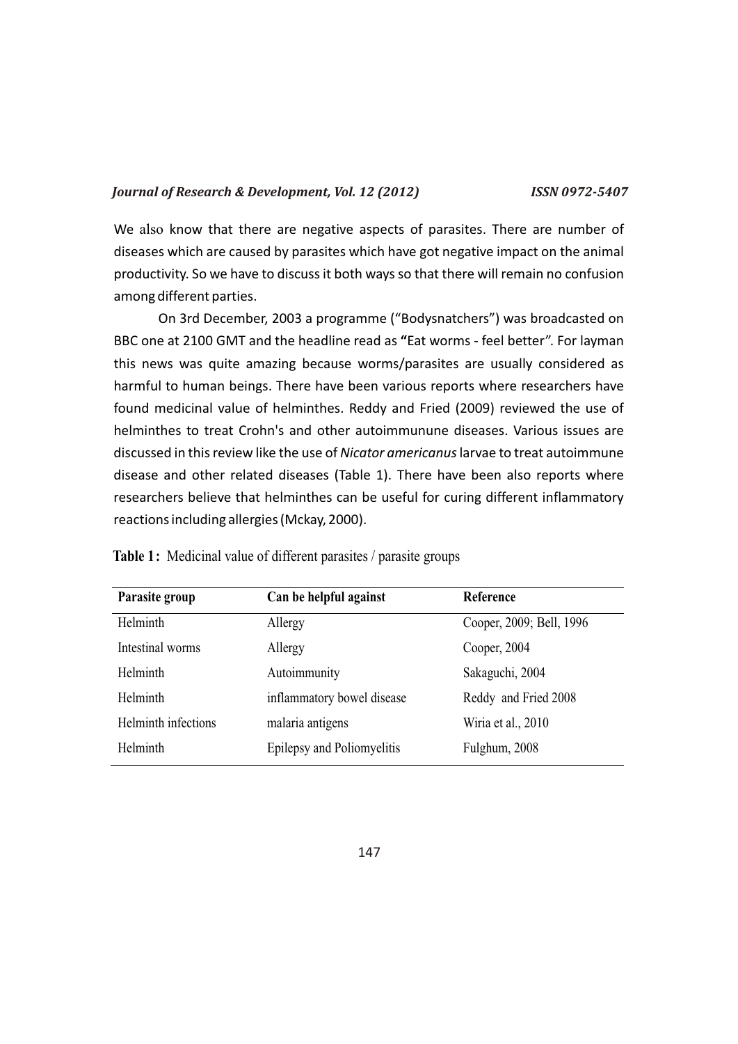We also know that there are negative aspects of parasites. There are number of diseases which are caused by parasites which have got negative impact on the animal productivity. So we have to discuss it both ways so that there will remain no confusion among different parties.

On 3rd December, 2003 a programme ("Bodysnatchers") was broadcasted on BBC one at 2100 GMT and the headline read as **"**Eat worms - feel better". For layman this news was quite amazing because worms/parasites are usually considered as harmful to human beings. There have been various reports where researchers have found medicinal value of helminthes. Reddy and Fried (2009) reviewed the use of helminthes to treat Crohn's and other autoimmunune diseases. Various issues are discussed in this review like the use of *Nicator americanus* larvae to treat autoimmune disease and other related diseases (Table 1). There have been also reports where researchers believe that helminthes can be useful for curing different inflammatory reactions including allergies (Mckay, 2000).

**Table 1 :** Medicinal value of different parasites / parasite groups

| Parasite group | Can be helpful against | Reference |
|---|---|---|
| Helminth | Allergy | Cooper, 2009; Bell, 1996 |
| Intestinal worms | Allergy | Cooper, 2004 |
| Helminth | Autoimmunity | Sakaguchi, 2004 |
| Helminth | inflammatory bowel disease | Reddy and Fried 2008 |
| Helminth infections | malaria antigens | Wiria et al., 2010 |
| Helminth | Epilepsy and Poliomyelitis | Fulghum, 2008 |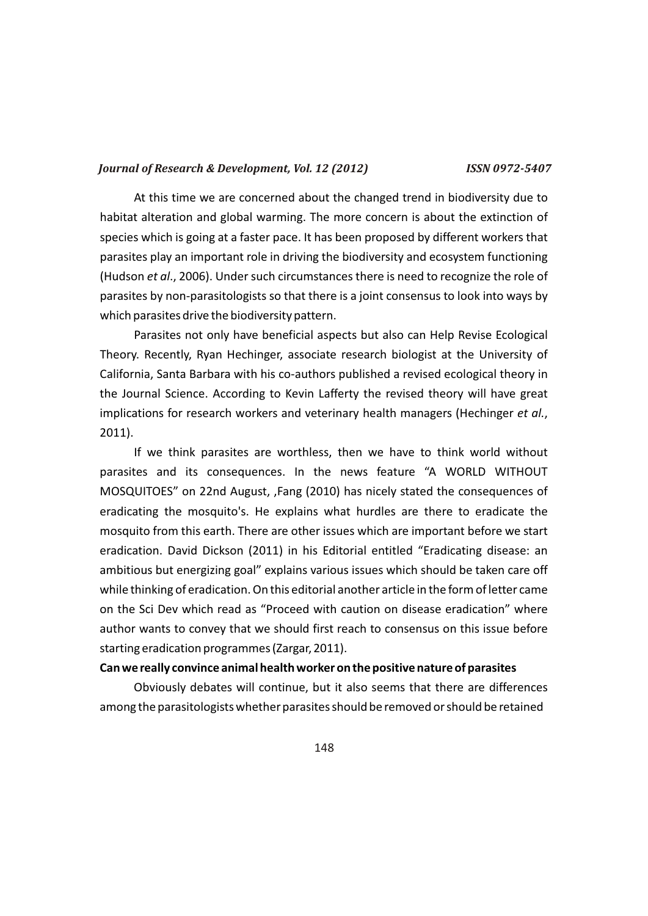At this time we are concerned about the changed trend in biodiversity due to habitat alteration and global warming. The more concern is about the extinction of species which is going at a faster pace. It has been proposed by different workers that parasites play an important role in driving the biodiversity and ecosystem functioning (Hudson *et al*., 2006). Under such circumstances there is need to recognize the role of parasites by non-parasitologists so that there is a joint consensus to look into ways by which parasites drive the biodiversity pattern.

Parasites not only have beneficial aspects but also can Help Revise Ecological Theory. Recently, Ryan Hechinger, associate research biologist at the University of California, Santa Barbara with his co-authors published a revised ecological theory in the Journal Science. According to Kevin Lafferty the revised theory will have great implications for research workers and veterinary health managers (Hechinger *et al.*, 2011).

If we think parasites are worthless, then we have to think world without parasites and its consequences. In the news feature "A WORLD WITHOUT MOSQUITOES" on 22nd August, ,Fang (2010) has nicely stated the consequences of eradicating the mosquito's. He explains what hurdles are there to eradicate the mosquito from this earth. There are other issues which are important before we start eradication. David Dickson (2011) in his Editorial entitled "Eradicating disease: an ambitious but energizing goal" explains various issues which should be taken care off while thinking of eradication. On this editorial another article in the form of letter came on the Sci Dev which read as "Proceed with caution on disease eradication" where author wants to convey that we should first reach to consensus on this issue before starting eradication programmes (Zargar, 2011).

**Can we really convince animal health worker on the positive nature of parasites**

Obviously debates will continue, but it also seems that there are differences among the parasitologists whether parasites should be removed or should be retained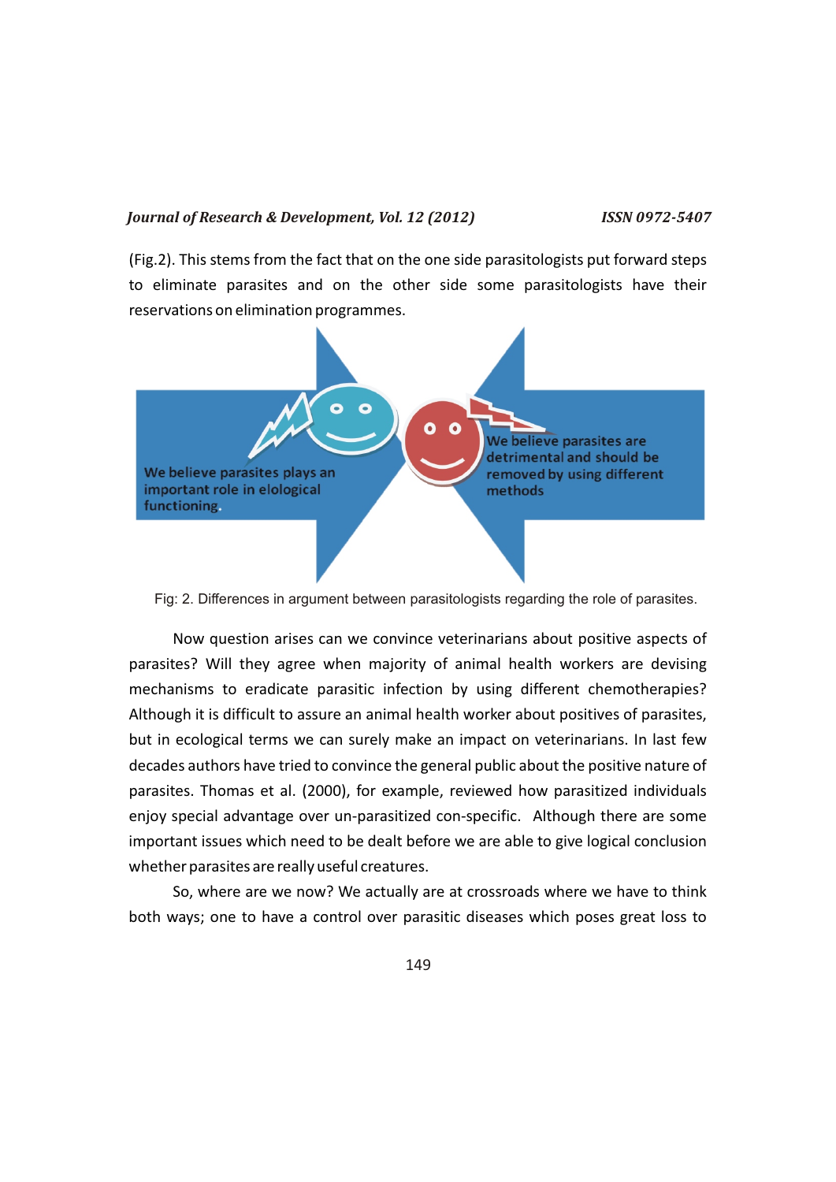(Fig.2). This stems from the fact that on the one side parasitologists put forward steps to eliminate parasites and on the other side some parasitologists have their reservations on elimination programmes.

We believe parasites plays an important role in elological functioning.

We believe parasites are detrimental and should be removed by using different methods

Fig: 2. Differences in argument between parasitologists regarding the role of parasites.

Now question arises can we convince veterinarians about positive aspects of parasites? Will they agree when majority of animal health workers are devising mechanisms to eradicate parasitic infection by using different chemotherapies? Although it is difficult to assure an animal health worker about positives of parasites, but in ecological terms we can surely make an impact on veterinarians. In last few decades authors have tried to convince the general public about the positive nature of parasites. Thomas et al. (2000), for example, reviewed how parasitized individuals enjoy special advantage over un-parasitized con-specific. Although there are some important issues which need to be dealt before we are able to give logical conclusion whether parasites are really useful creatures.

So, where are we now? We actually are at crossroads where we have to think both ways; one to have a control over parasitic diseases which poses great loss to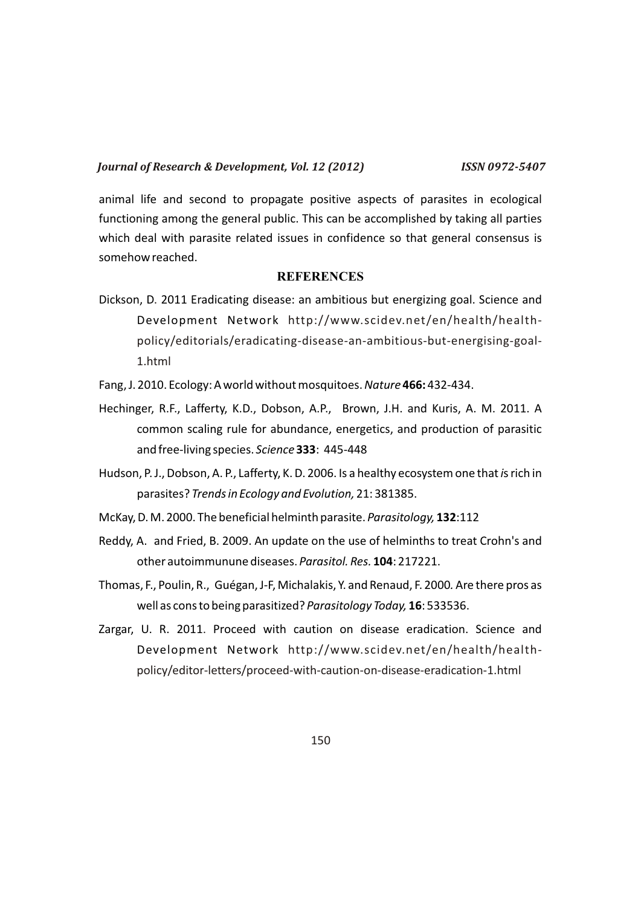animal life and second to propagate positive aspects of parasites in ecological functioning among the general public. This can be accomplished by taking all parties which deal with parasite related issues in confidence so that general consensus is somehow reached.

## REFERENCES

Dickson, D. 2011 Eradicating disease: an ambitious but energizing goal. Science and Development Network http://www.scidev.net/en/health/health-policy/editorials/eradicating-disease-an-ambitious-but-energising-goal-1.html

Fang, J. 2010. Ecology: A world without mosquitoes. *Nature* **466:** 432-434.

Hechinger, R.F., Lafferty, K.D., Dobson, A.P., Brown, J.H. and Kuris, A. M. 2011. A common scaling rule for abundance, energetics, and production of parasitic and free-living species. *Science* **333**: 445-448

Hudson, P. J., Dobson, A. P., Lafferty, K. D. 2006. Is a healthy ecosystem one that *is* rich in parasites? *Trends in Ecology and Evolution,* 21: 381385.

McKay, D. M. 2000. The beneficial helminth parasite. *Parasitology,* **132**:112

Reddy, A. and Fried, B. 2009. An update on the use of helminths to treat Crohn's and other autoimmunune diseases. *Parasitol. Res.* **104**: 217221.

Thomas, F., Poulin, R., Guégan, J-F, Michalakis, Y. and Renaud, F. 2000. Are there pros as well as cons to being parasitized? *Parasitology Today,* **16**: 533536.

Zargar, U. R. 2011. Proceed with caution on disease eradication. Science and Development Network http://www.scidev.net/en/health/health-policy/editor-letters/proceed-with-caution-on-disease-eradication-1.html